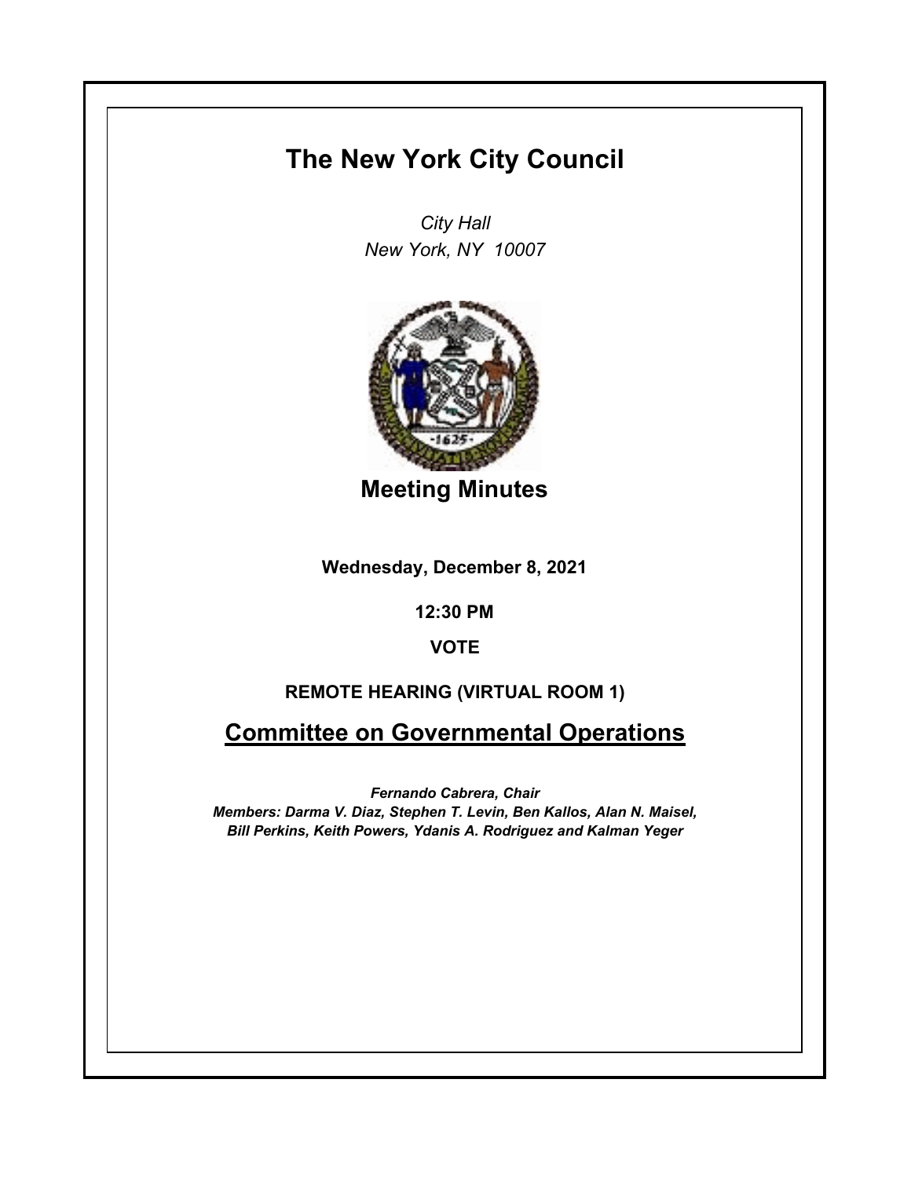# The New York City Council

*City Hall*
*New York, NY 10007*

## Meeting Minutes

**Wednesday, December 8, 2021**

**12:30 PM**

**VOTE**

**REMOTE HEARING (VIRTUAL ROOM 1)**

## Committee on Governmental Operations

***Fernando Cabrera, Chair***
***Members: Darma V. Diaz, Stephen T. Levin, Ben Kallos, Alan N. Maisel, Bill Perkins, Keith Powers, Ydanis A. Rodriguez and Kalman Yeger***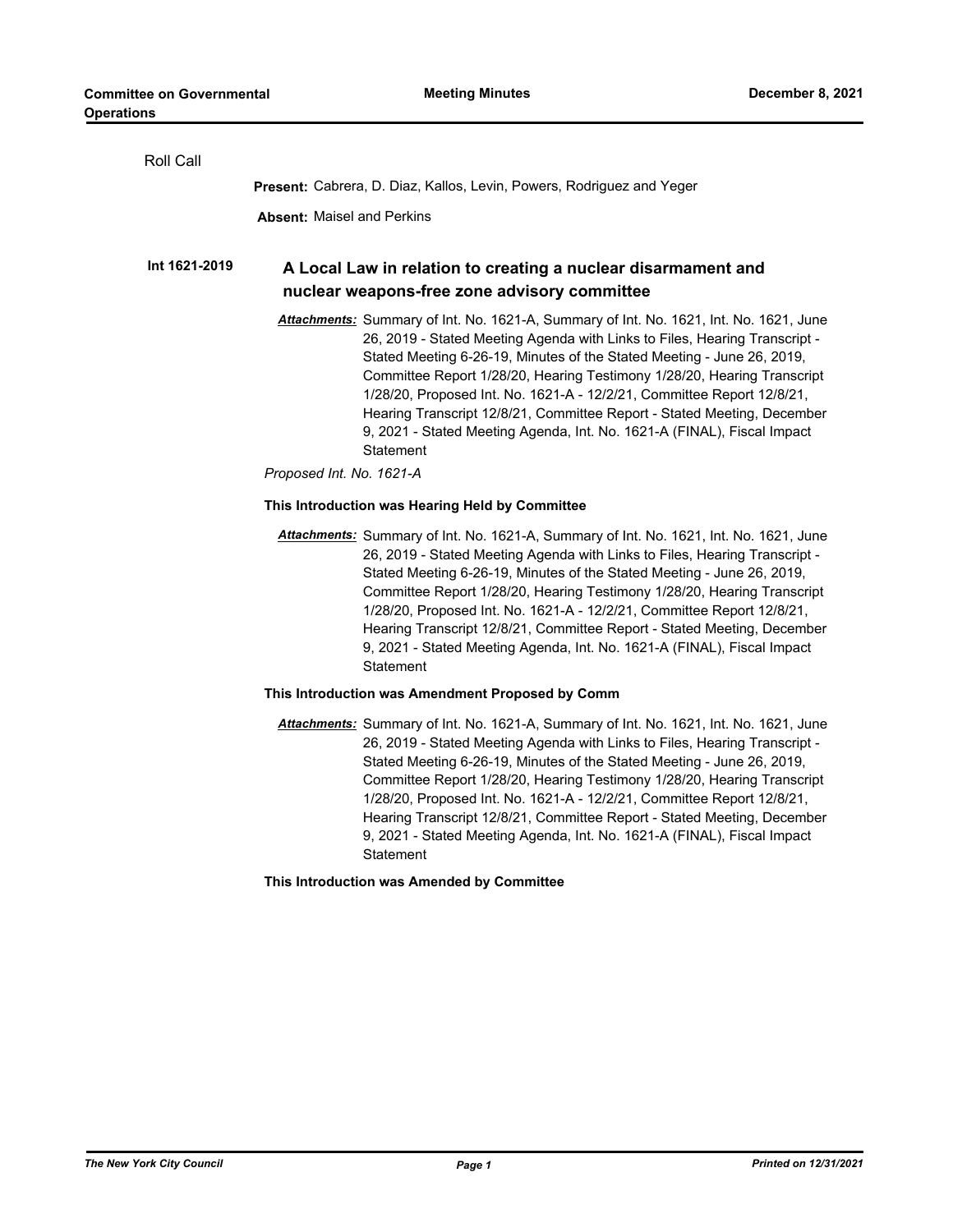Roll Call

**Present:** Cabrera, D. Diaz, Kallos, Levin, Powers, Rodriguez and Yeger

**Absent:** Maisel and Perkins

**Int 1621-2019** **A Local Law in relation to creating a nuclear disarmament and nuclear weapons-free zone advisory committee**

***Attachments:*** Summary of Int. No. 1621-A, Summary of Int. No. 1621, Int. No. 1621, June 26, 2019 - Stated Meeting Agenda with Links to Files, Hearing Transcript - Stated Meeting 6-26-19, Minutes of the Stated Meeting - June 26, 2019, Committee Report 1/28/20, Hearing Testimony 1/28/20, Hearing Transcript 1/28/20, Proposed Int. No. 1621-A - 12/2/21, Committee Report 12/8/21, Hearing Transcript 12/8/21, Committee Report - Stated Meeting, December 9, 2021 - Stated Meeting Agenda, Int. No. 1621-A (FINAL), Fiscal Impact Statement

*Proposed Int. No. 1621-A*

**This Introduction was Hearing Held by Committee**

***Attachments:*** Summary of Int. No. 1621-A, Summary of Int. No. 1621, Int. No. 1621, June 26, 2019 - Stated Meeting Agenda with Links to Files, Hearing Transcript - Stated Meeting 6-26-19, Minutes of the Stated Meeting - June 26, 2019, Committee Report 1/28/20, Hearing Testimony 1/28/20, Hearing Transcript 1/28/20, Proposed Int. No. 1621-A - 12/2/21, Committee Report 12/8/21, Hearing Transcript 12/8/21, Committee Report - Stated Meeting, December 9, 2021 - Stated Meeting Agenda, Int. No. 1621-A (FINAL), Fiscal Impact Statement

**This Introduction was Amendment Proposed by Comm**

***Attachments:*** Summary of Int. No. 1621-A, Summary of Int. No. 1621, Int. No. 1621, June 26, 2019 - Stated Meeting Agenda with Links to Files, Hearing Transcript - Stated Meeting 6-26-19, Minutes of the Stated Meeting - June 26, 2019, Committee Report 1/28/20, Hearing Testimony 1/28/20, Hearing Transcript 1/28/20, Proposed Int. No. 1621-A - 12/2/21, Committee Report 12/8/21, Hearing Transcript 12/8/21, Committee Report - Stated Meeting, December 9, 2021 - Stated Meeting Agenda, Int. No. 1621-A (FINAL), Fiscal Impact Statement

**This Introduction was Amended by Committee**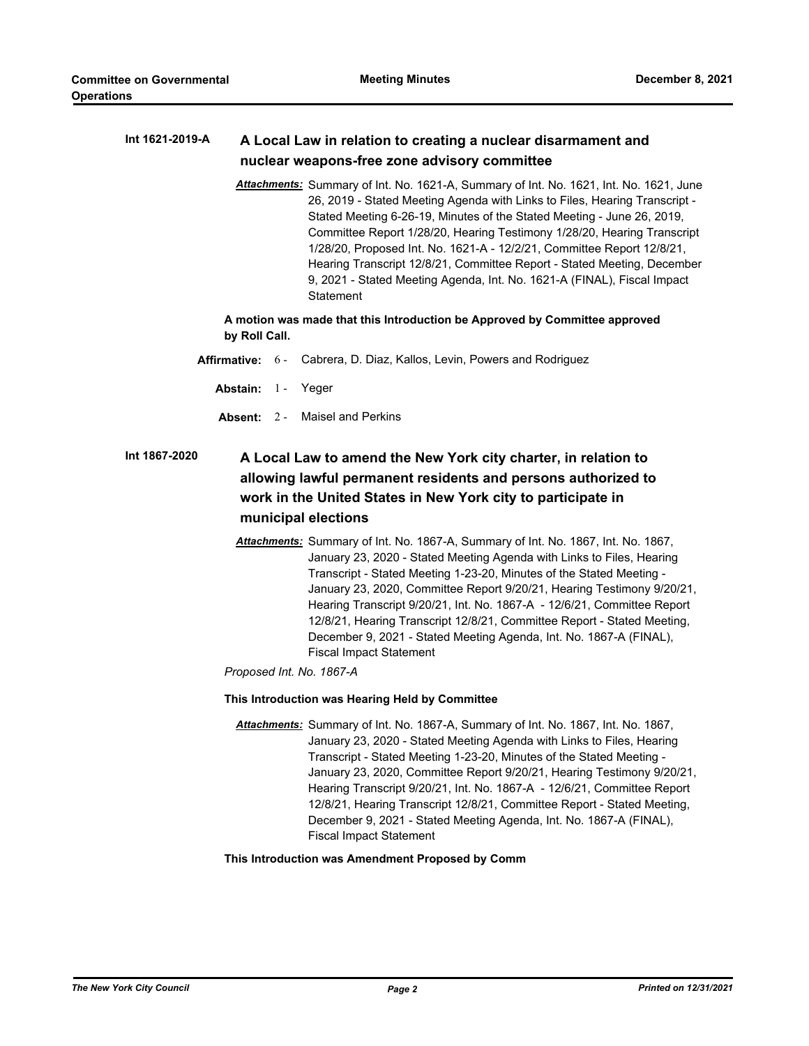**Int 1621-2019-A** **A Local Law in relation to creating a nuclear disarmament and nuclear weapons-free zone advisory committee**

***Attachments:*** Summary of Int. No. 1621-A, Summary of Int. No. 1621, Int. No. 1621, June 26, 2019 - Stated Meeting Agenda with Links to Files, Hearing Transcript - Stated Meeting 6-26-19, Minutes of the Stated Meeting - June 26, 2019, Committee Report 1/28/20, Hearing Testimony 1/28/20, Hearing Transcript 1/28/20, Proposed Int. No. 1621-A - 12/2/21, Committee Report 12/8/21, Hearing Transcript 12/8/21, Committee Report - Stated Meeting, December 9, 2021 - Stated Meeting Agenda, Int. No. 1621-A (FINAL), Fiscal Impact Statement

**A motion was made that this Introduction be Approved by Committee approved by Roll Call.**

**Affirmative:** 6 - Cabrera, D. Diaz, Kallos, Levin, Powers and Rodriguez

**Abstain:** 1 - Yeger

**Absent:** 2 - Maisel and Perkins

**Int 1867-2020** **A Local Law to amend the New York city charter, in relation to allowing lawful permanent residents and persons authorized to work in the United States in New York city to participate in municipal elections**

***Attachments:*** Summary of Int. No. 1867-A, Summary of Int. No. 1867, Int. No. 1867, January 23, 2020 - Stated Meeting Agenda with Links to Files, Hearing Transcript - Stated Meeting 1-23-20, Minutes of the Stated Meeting - January 23, 2020, Committee Report 9/20/21, Hearing Testimony 9/20/21, Hearing Transcript 9/20/21, Int. No. 1867-A - 12/6/21, Committee Report 12/8/21, Hearing Transcript 12/8/21, Committee Report - Stated Meeting, December 9, 2021 - Stated Meeting Agenda, Int. No. 1867-A (FINAL), Fiscal Impact Statement

*Proposed Int. No. 1867-A*

**This Introduction was Hearing Held by Committee**

***Attachments:*** Summary of Int. No. 1867-A, Summary of Int. No. 1867, Int. No. 1867, January 23, 2020 - Stated Meeting Agenda with Links to Files, Hearing Transcript - Stated Meeting 1-23-20, Minutes of the Stated Meeting - January 23, 2020, Committee Report 9/20/21, Hearing Testimony 9/20/21, Hearing Transcript 9/20/21, Int. No. 1867-A - 12/6/21, Committee Report 12/8/21, Hearing Transcript 12/8/21, Committee Report - Stated Meeting, December 9, 2021 - Stated Meeting Agenda, Int. No. 1867-A (FINAL), Fiscal Impact Statement

**This Introduction was Amendment Proposed by Comm**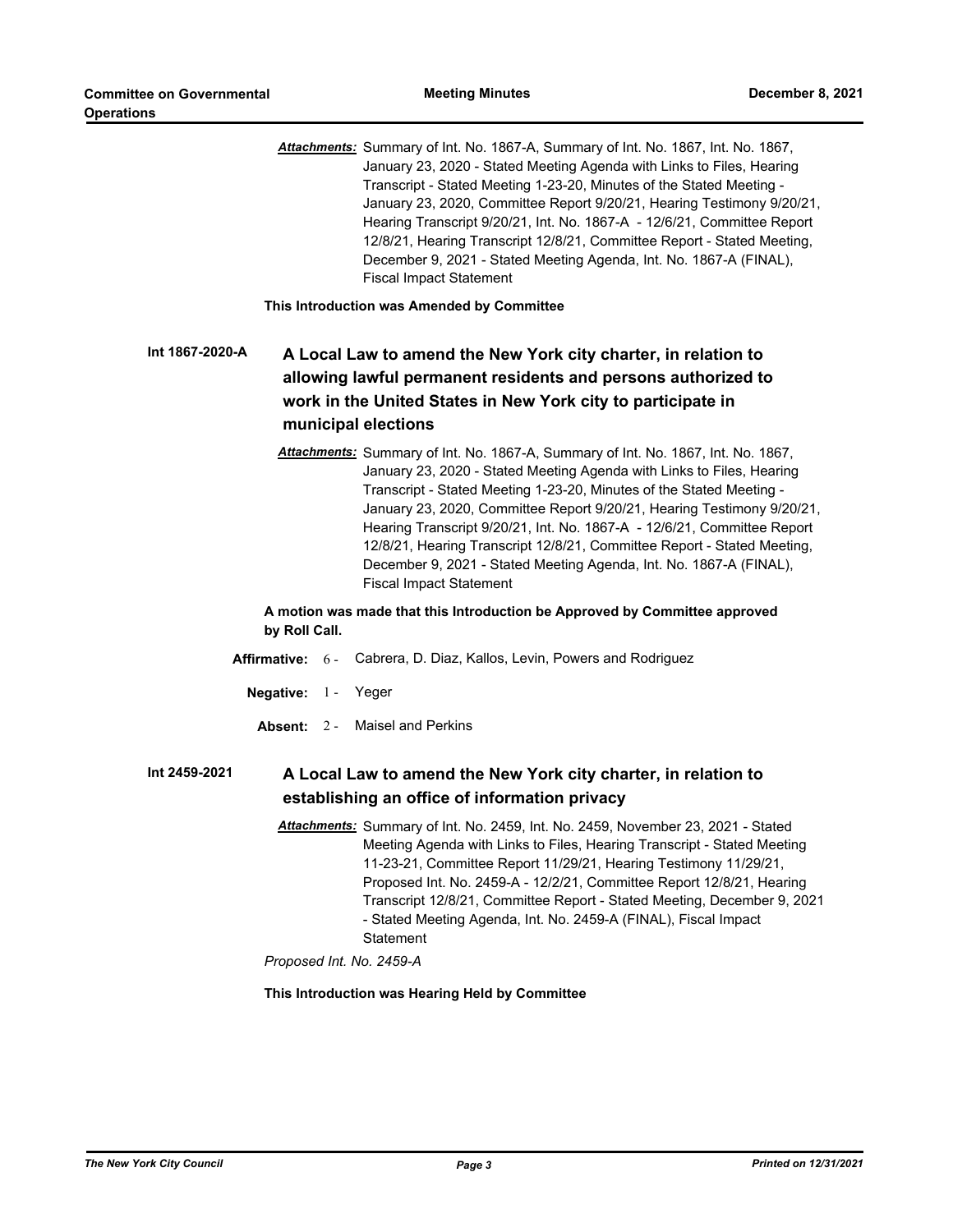***Attachments:*** Summary of Int. No. 1867-A, Summary of Int. No. 1867, Int. No. 1867, January 23, 2020 - Stated Meeting Agenda with Links to Files, Hearing Transcript - Stated Meeting 1-23-20, Minutes of the Stated Meeting - January 23, 2020, Committee Report 9/20/21, Hearing Testimony 9/20/21, Hearing Transcript 9/20/21, Int. No. 1867-A - 12/6/21, Committee Report 12/8/21, Hearing Transcript 12/8/21, Committee Report - Stated Meeting, December 9, 2021 - Stated Meeting Agenda, Int. No. 1867-A (FINAL), Fiscal Impact Statement

**This Introduction was Amended by Committee**

**Int 1867-2020-A** **A Local Law to amend the New York city charter, in relation to allowing lawful permanent residents and persons authorized to work in the United States in New York city to participate in municipal elections**

***Attachments:*** Summary of Int. No. 1867-A, Summary of Int. No. 1867, Int. No. 1867, January 23, 2020 - Stated Meeting Agenda with Links to Files, Hearing Transcript - Stated Meeting 1-23-20, Minutes of the Stated Meeting - January 23, 2020, Committee Report 9/20/21, Hearing Testimony 9/20/21, Hearing Transcript 9/20/21, Int. No. 1867-A - 12/6/21, Committee Report 12/8/21, Hearing Transcript 12/8/21, Committee Report - Stated Meeting, December 9, 2021 - Stated Meeting Agenda, Int. No. 1867-A (FINAL), Fiscal Impact Statement

**A motion was made that this Introduction be Approved by Committee approved by Roll Call.**

**Affirmative:** 6 - Cabrera, D. Diaz, Kallos, Levin, Powers and Rodriguez

**Negative:** 1 - Yeger

**Absent:** 2 - Maisel and Perkins

**Int 2459-2021** **A Local Law to amend the New York city charter, in relation to establishing an office of information privacy**

***Attachments:*** Summary of Int. No. 2459, Int. No. 2459, November 23, 2021 - Stated Meeting Agenda with Links to Files, Hearing Transcript - Stated Meeting 11-23-21, Committee Report 11/29/21, Hearing Testimony 11/29/21, Proposed Int. No. 2459-A - 12/2/21, Committee Report 12/8/21, Hearing Transcript 12/8/21, Committee Report - Stated Meeting, December 9, 2021 - Stated Meeting Agenda, Int. No. 2459-A (FINAL), Fiscal Impact Statement

*Proposed Int. No. 2459-A*

**This Introduction was Hearing Held by Committee**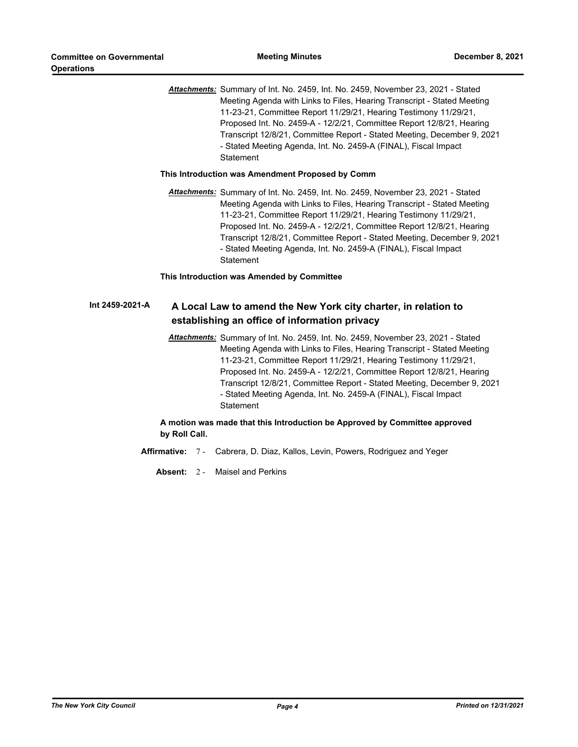***Attachments:*** Summary of Int. No. 2459, Int. No. 2459, November 23, 2021 - Stated Meeting Agenda with Links to Files, Hearing Transcript - Stated Meeting 11-23-21, Committee Report 11/29/21, Hearing Testimony 11/29/21, Proposed Int. No. 2459-A - 12/2/21, Committee Report 12/8/21, Hearing Transcript 12/8/21, Committee Report - Stated Meeting, December 9, 2021 - Stated Meeting Agenda, Int. No. 2459-A (FINAL), Fiscal Impact Statement

**This Introduction was Amendment Proposed by Comm**

***Attachments:*** Summary of Int. No. 2459, Int. No. 2459, November 23, 2021 - Stated Meeting Agenda with Links to Files, Hearing Transcript - Stated Meeting 11-23-21, Committee Report 11/29/21, Hearing Testimony 11/29/21, Proposed Int. No. 2459-A - 12/2/21, Committee Report 12/8/21, Hearing Transcript 12/8/21, Committee Report - Stated Meeting, December 9, 2021 - Stated Meeting Agenda, Int. No. 2459-A (FINAL), Fiscal Impact Statement

**This Introduction was Amended by Committee**

**Int 2459-2021-A** **A Local Law to amend the New York city charter, in relation to establishing an office of information privacy**

***Attachments:*** Summary of Int. No. 2459, Int. No. 2459, November 23, 2021 - Stated Meeting Agenda with Links to Files, Hearing Transcript - Stated Meeting 11-23-21, Committee Report 11/29/21, Hearing Testimony 11/29/21, Proposed Int. No. 2459-A - 12/2/21, Committee Report 12/8/21, Hearing Transcript 12/8/21, Committee Report - Stated Meeting, December 9, 2021 - Stated Meeting Agenda, Int. No. 2459-A (FINAL), Fiscal Impact Statement

**A motion was made that this Introduction be Approved by Committee approved by Roll Call.**

**Affirmative:** 7 - Cabrera, D. Diaz, Kallos, Levin, Powers, Rodriguez and Yeger

**Absent:** 2 - Maisel and Perkins